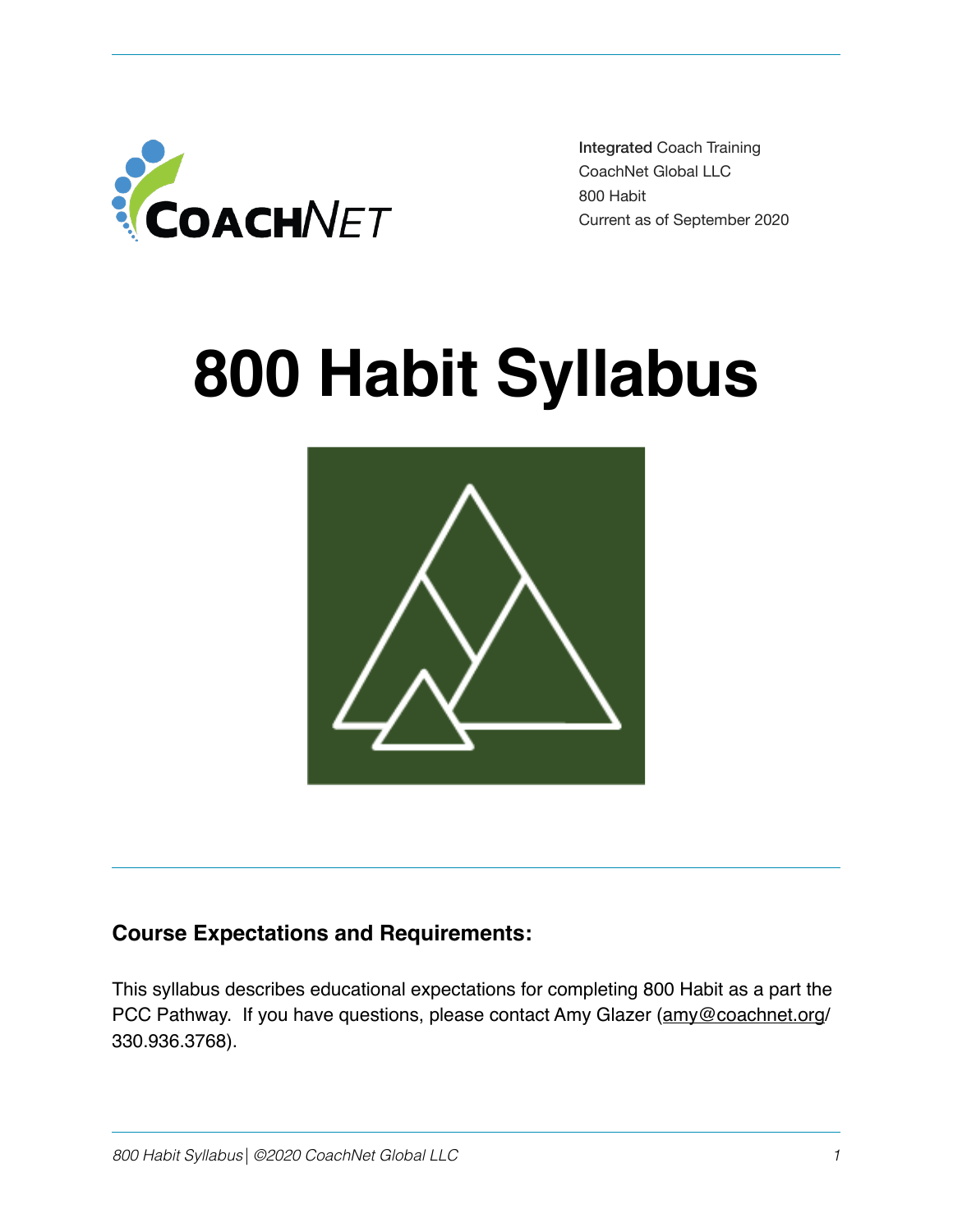**Integrated** Coach Training
CoachNet Global LLC
800 Habit
Current as of September 2020

# 800 Habit Syllabus

## Course Expectations and Requirements:

This syllabus describes educational expectations for completing 800 Habit as a part the PCC Pathway. If you have questions, please contact Amy Glazer (amy@coachnet.org/ 330.936.3768).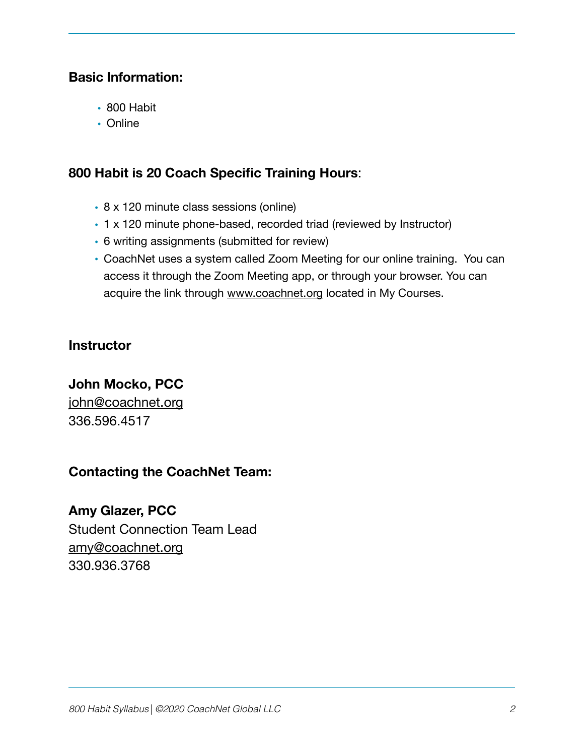**Basic Information:**

- 800 Habit
- Online

**800 Habit is 20 Coach Specific Training Hours**:

- 8 x 120 minute class sessions (online)
- 1 x 120 minute phone-based, recorded triad (reviewed by Instructor)
- 6 writing assignments (submitted for review)
- CoachNet uses a system called Zoom Meeting for our online training. You can access it through the Zoom Meeting app, or through your browser. You can acquire the link through www.coachnet.org located in My Courses.

**Instructor**

**John Mocko, PCC**
john@coachnet.org
336.596.4517

**Contacting the CoachNet Team:**

**Amy Glazer, PCC**
Student Connection Team Lead
amy@coachnet.org
330.936.3768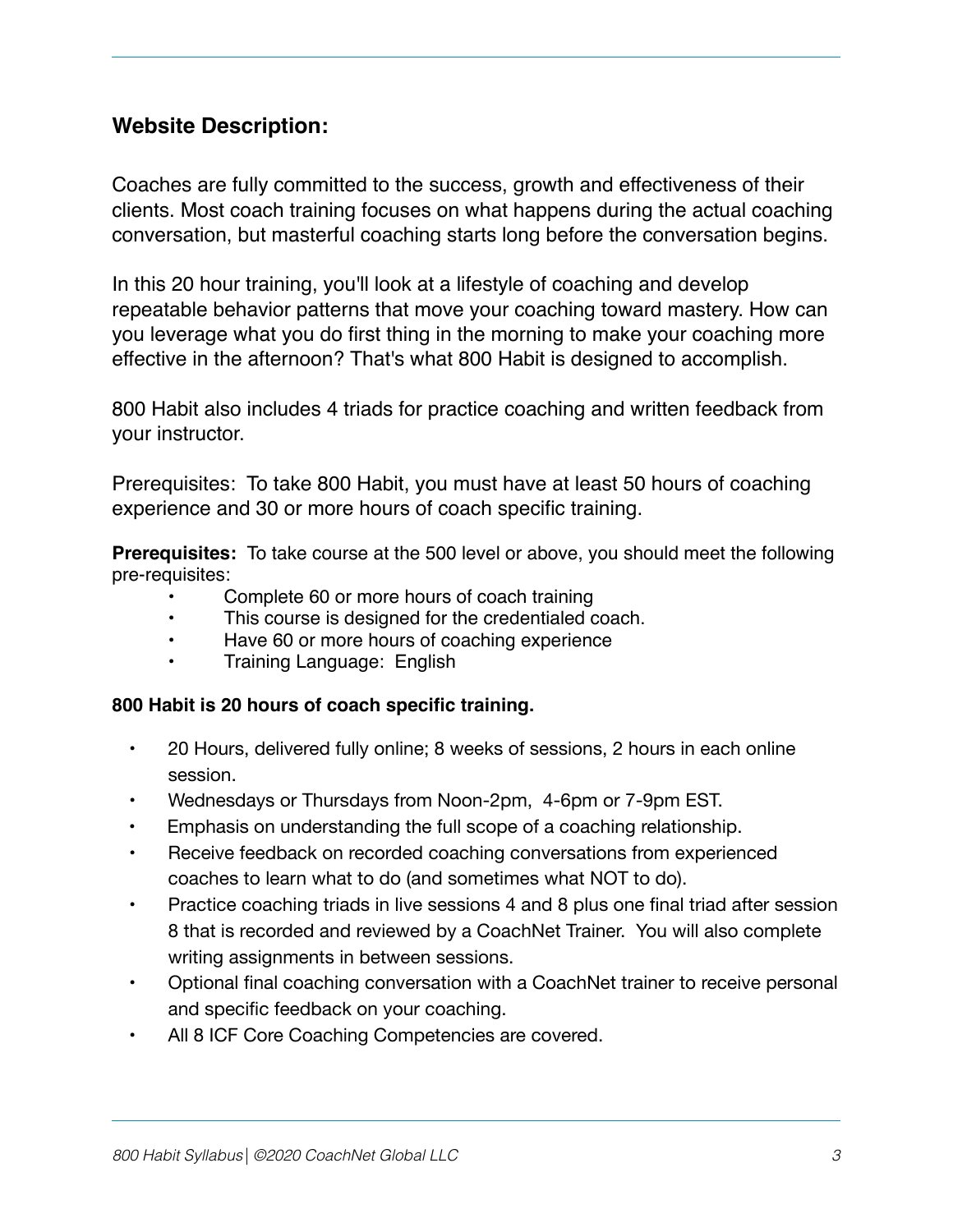## Website Description:

Coaches are fully committed to the success, growth and effectiveness of their clients. Most coach training focuses on what happens during the actual coaching conversation, but masterful coaching starts long before the conversation begins.

In this 20 hour training, you'll look at a lifestyle of coaching and develop repeatable behavior patterns that move your coaching toward mastery. How can you leverage what you do first thing in the morning to make your coaching more effective in the afternoon? That's what 800 Habit is designed to accomplish.

800 Habit also includes 4 triads for practice coaching and written feedback from your instructor.

Prerequisites: To take 800 Habit, you must have at least 50 hours of coaching experience and 30 or more hours of coach specific training.

**Prerequisites:** To take course at the 500 level or above, you should meet the following pre-requisites:

- Complete 60 or more hours of coach training
- This course is designed for the credentialed coach.
- Have 60 or more hours of coaching experience
- Training Language: English

**800 Habit is 20 hours of coach specific training.**

- 20 Hours, delivered fully online; 8 weeks of sessions, 2 hours in each online session.
- Wednesdays or Thursdays from Noon-2pm, 4-6pm or 7-9pm EST.
- Emphasis on understanding the full scope of a coaching relationship.
- Receive feedback on recorded coaching conversations from experienced coaches to learn what to do (and sometimes what NOT to do).
- Practice coaching triads in live sessions 4 and 8 plus one final triad after session 8 that is recorded and reviewed by a CoachNet Trainer. You will also complete writing assignments in between sessions.
- Optional final coaching conversation with a CoachNet trainer to receive personal and specific feedback on your coaching.
- All 8 ICF Core Coaching Competencies are covered.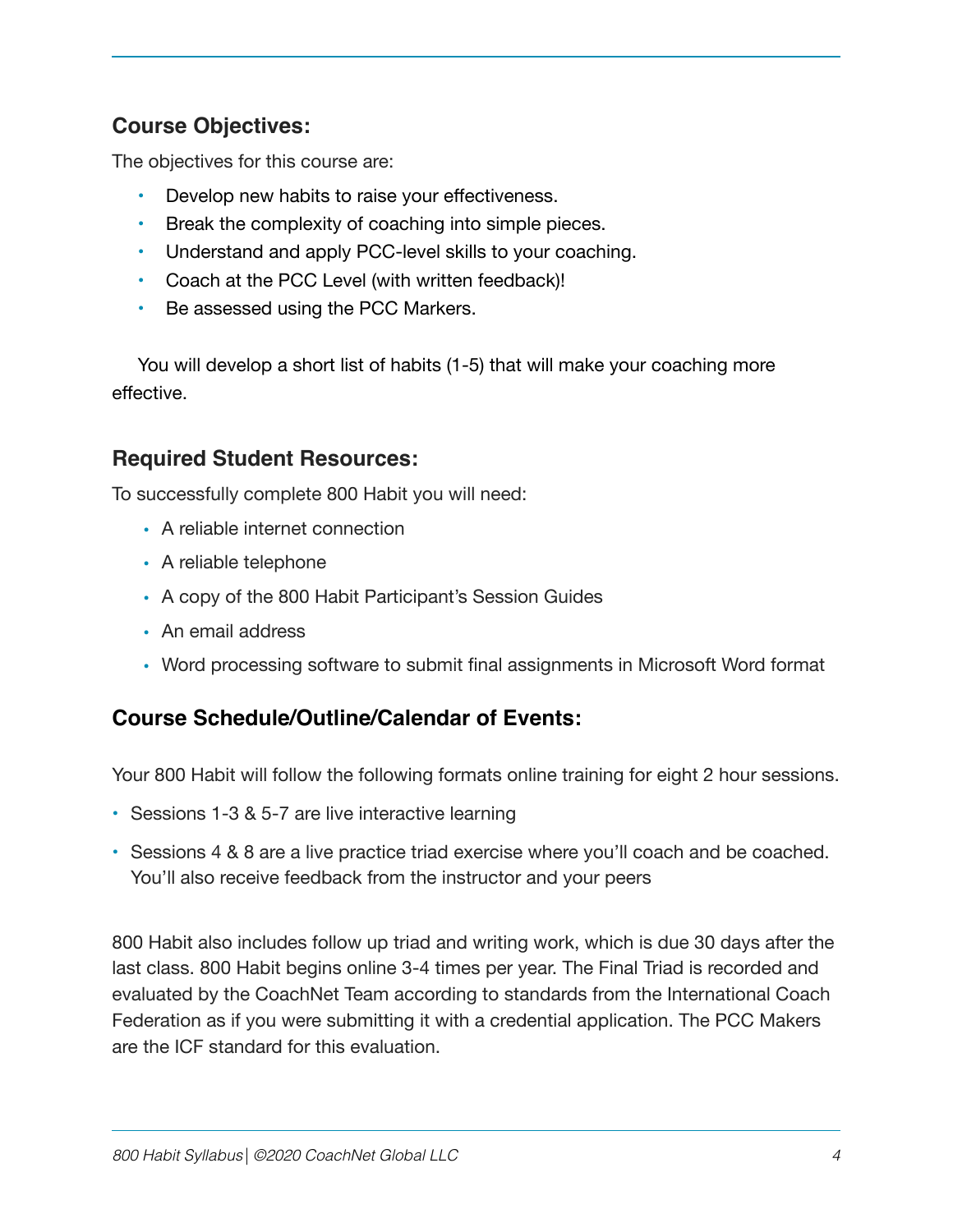## Course Objectives:

The objectives for this course are:

- Develop new habits to raise your effectiveness.
- Break the complexity of coaching into simple pieces.
- Understand and apply PCC-level skills to your coaching.
- Coach at the PCC Level (with written feedback)!
- Be assessed using the PCC Markers.

You will develop a short list of habits (1-5) that will make your coaching more effective.

## Required Student Resources:

To successfully complete 800 Habit you will need:

- A reliable internet connection
- A reliable telephone
- A copy of the 800 Habit Participant's Session Guides
- An email address
- Word processing software to submit final assignments in Microsoft Word format

## Course Schedule/Outline/Calendar of Events:

Your 800 Habit will follow the following formats online training for eight 2 hour sessions.

- Sessions 1-3 & 5-7 are live interactive learning
- Sessions 4 & 8 are a live practice triad exercise where you'll coach and be coached. You'll also receive feedback from the instructor and your peers

800 Habit also includes follow up triad and writing work, which is due 30 days after the last class. 800 Habit begins online 3-4 times per year. The Final Triad is recorded and evaluated by the CoachNet Team according to standards from the International Coach Federation as if you were submitting it with a credential application. The PCC Makers are the ICF standard for this evaluation.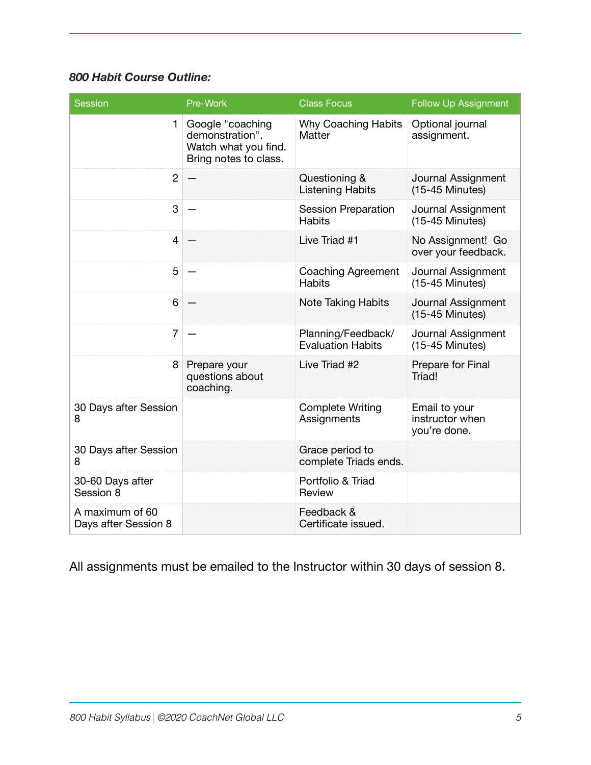***800 Habit Course Outline:***

| Session | Pre-Work | Class Focus | Follow Up Assignment |
|---|---|---|---|
| 1 | Google "coaching demonstration". Watch what you find. Bring notes to class. | Why Coaching Habits Matter | Optional journal assignment. |
| 2 | — | Questioning & Listening Habits | Journal Assignment (15-45 Minutes) |
| 3 | — | Session Preparation Habits | Journal Assignment (15-45 Minutes) |
| 4 | — | Live Triad #1 | No Assignment!  Go over your feedback. |
| 5 | — | Coaching Agreement Habits | Journal Assignment (15-45 Minutes) |
| 6 | — | Note Taking Habits | Journal Assignment (15-45 Minutes) |
| 7 | — | Planning/Feedback/ Evaluation Habits | Journal Assignment (15-45 Minutes) |
| 8 | Prepare your questions about coaching. | Live Triad #2 | Prepare for Final Triad! |
| 30 Days after Session 8 | | Complete Writing Assignments | Email to your instructor when you're done. |
| 30 Days after Session 8 | | Grace period to complete Triads ends. | |
| 30-60 Days after Session 8 | | Portfolio & Triad Review | |
| A maximum of 60 Days after Session 8 | | Feedback & Certificate issued. | |

All assignments must be emailed to the Instructor within 30 days of session 8.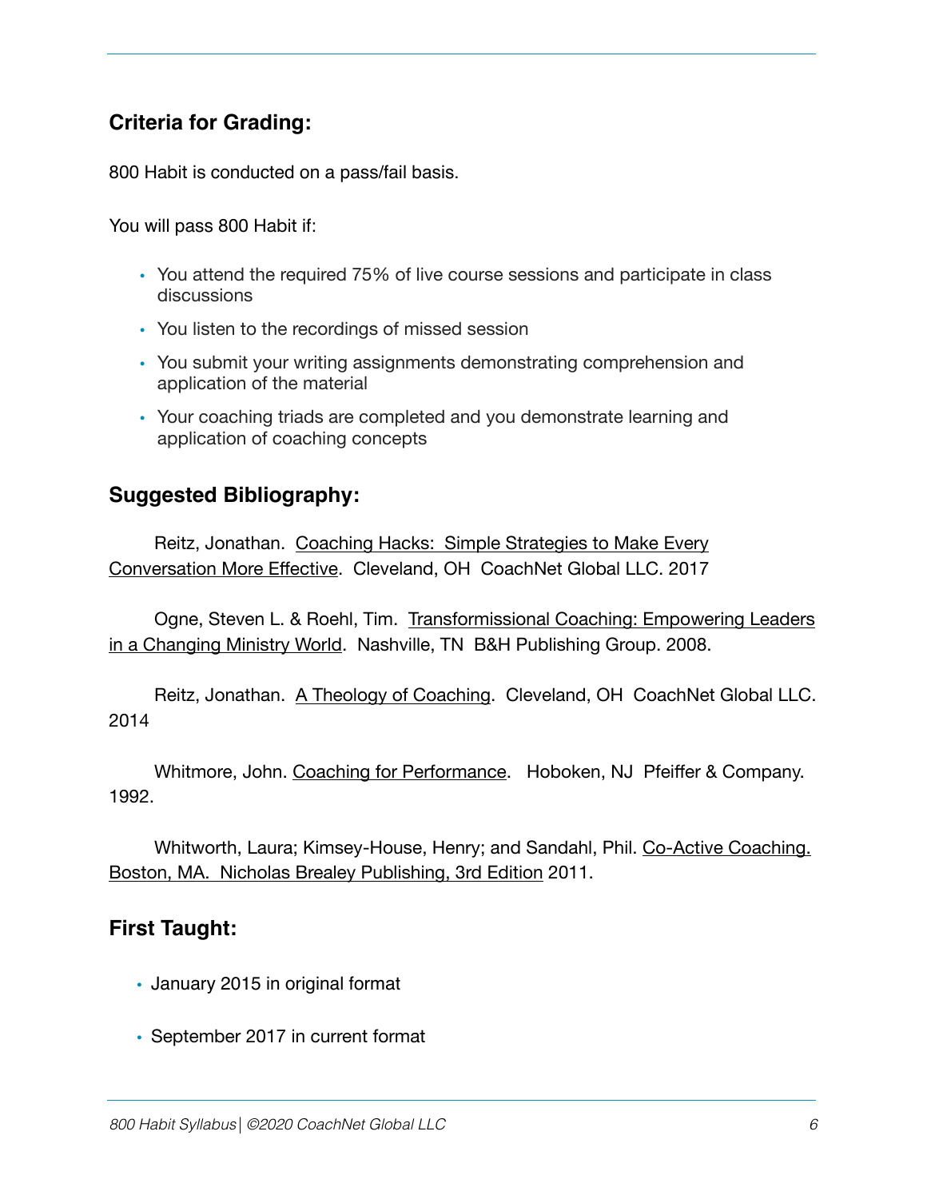## Criteria for Grading:

800 Habit is conducted on a pass/fail basis.

You will pass 800 Habit if:

- You attend the required 75% of live course sessions and participate in class discussions
- You listen to the recordings of missed session
- You submit your writing assignments demonstrating comprehension and application of the material
- Your coaching triads are completed and you demonstrate learning and application of coaching concepts

## Suggested Bibliography:

Reitz, Jonathan. Coaching Hacks: Simple Strategies to Make Every Conversation More Effective. Cleveland, OH CoachNet Global LLC. 2017

Ogne, Steven L. & Roehl, Tim. Transformissional Coaching: Empowering Leaders in a Changing Ministry World. Nashville, TN B&H Publishing Group. 2008.

Reitz, Jonathan. A Theology of Coaching. Cleveland, OH CoachNet Global LLC. 2014

Whitmore, John. Coaching for Performance. Hoboken, NJ Pfeiffer & Company. 1992.

Whitworth, Laura; Kimsey-House, Henry; and Sandahl, Phil. Co-Active Coaching. Boston, MA. Nicholas Brealey Publishing, 3rd Edition 2011.

## First Taught:

- January 2015 in original format
- September 2017 in current format